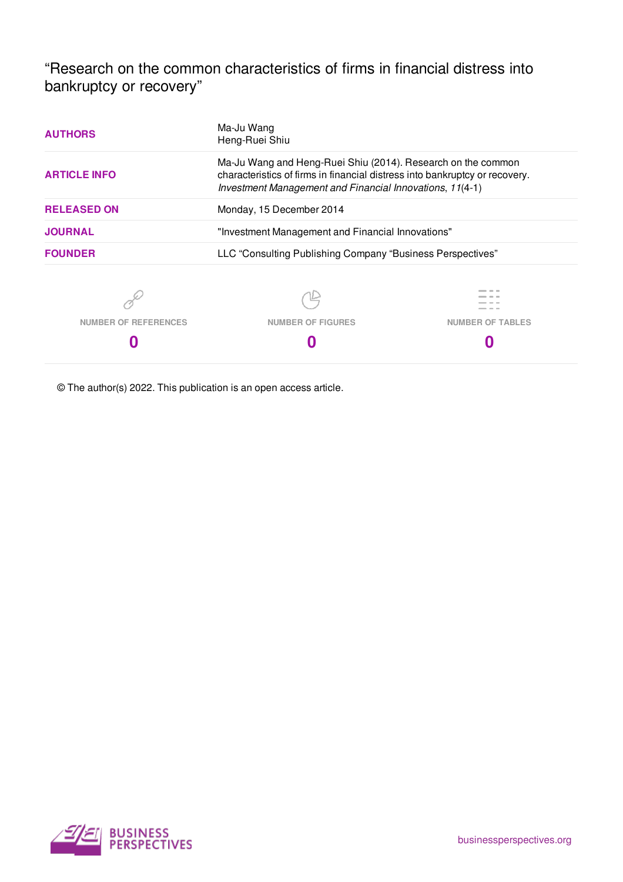# "Research on the common characteristics of firms in financial distress into bankruptcy or recovery"

| | |
|---|---|
| **AUTHORS** | Ma-Ju Wang<br>Heng-Ruei Shiu |
| **ARTICLE INFO** | Ma-Ju Wang and Heng-Ruei Shiu (2014). Research on the common characteristics of firms in financial distress into bankruptcy or recovery. *Investment Management and Financial Innovations*, *11*(4-1) |
| **RELEASED ON** | Monday, 15 December 2014 |
| **JOURNAL** | "Investment Management and Financial Innovations" |
| **FOUNDER** | LLC "Consulting Publishing Company "Business Perspectives" |

| NUMBER OF REFERENCES | NUMBER OF FIGURES | NUMBER OF TABLES |
|---|---|---|
| **0** | **0** | **0** |

© The author(s) 2022. This publication is an open access article.

BUSINESS PERSPECTIVES

businessperspectives.org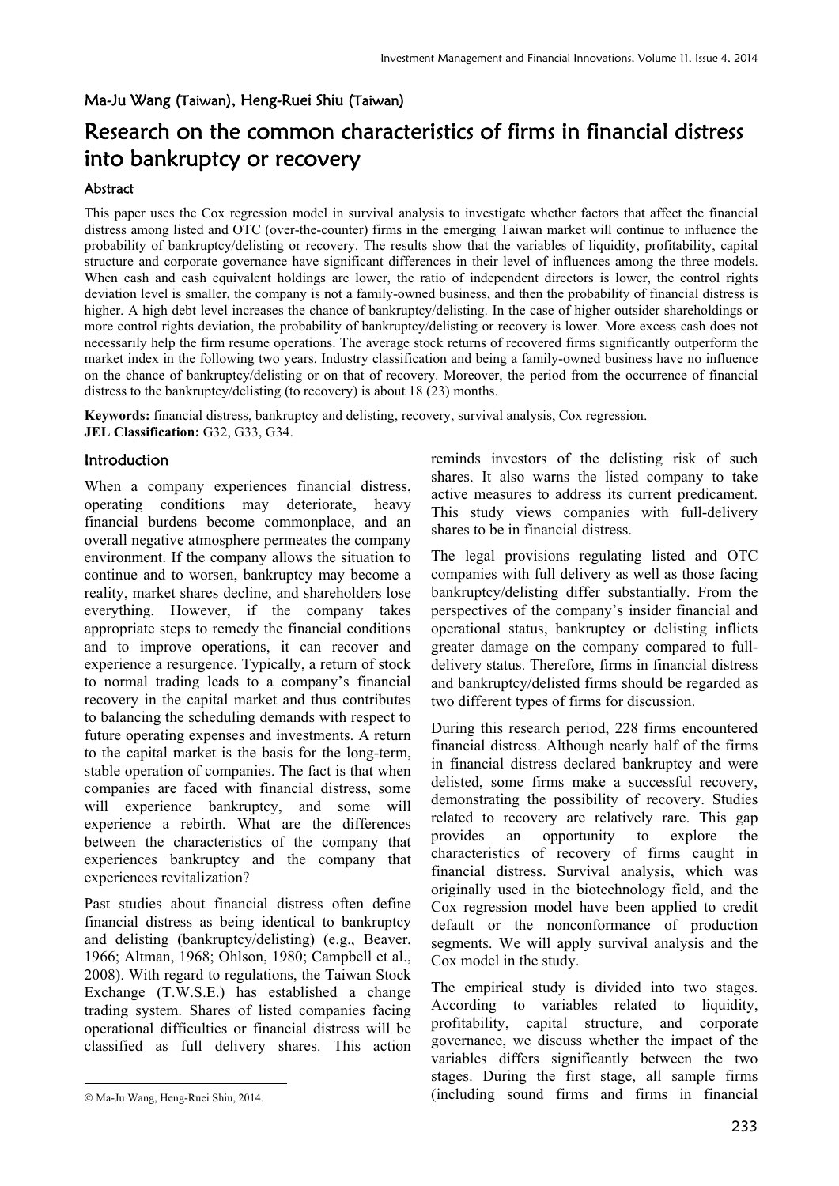Ma-Ju Wang (Taiwan), Heng-Ruei Shiu (Taiwan)

# Research on the common characteristics of firms in financial distress into bankruptcy or recovery

### Abstract

This paper uses the Cox regression model in survival analysis to investigate whether factors that affect the financial distress among listed and OTC (over-the-counter) firms in the emerging Taiwan market will continue to influence the probability of bankruptcy/delisting or recovery. The results show that the variables of liquidity, profitability, capital structure and corporate governance have significant differences in their level of influences among the three models. When cash and cash equivalent holdings are lower, the ratio of independent directors is lower, the control rights deviation level is smaller, the company is not a family-owned business, and then the probability of financial distress is higher. A high debt level increases the chance of bankruptcy/delisting. In the case of higher outsider shareholdings or more control rights deviation, the probability of bankruptcy/delisting or recovery is lower. More excess cash does not necessarily help the firm resume operations. The average stock returns of recovered firms significantly outperform the market index in the following two years. Industry classification and being a family-owned business have no influence on the chance of bankruptcy/delisting or on that of recovery. Moreover, the period from the occurrence of financial distress to the bankruptcy/delisting (to recovery) is about 18 (23) months.

**Keywords:** financial distress, bankruptcy and delisting, recovery, survival analysis, Cox regression.
**JEL Classification:** G32, G33, G34.

## Introduction

When a company experiences financial distress, operating conditions may deteriorate, heavy financial burdens become commonplace, and an overall negative atmosphere permeates the company environment. If the company allows the situation to continue and to worsen, bankruptcy may become a reality, market shares decline, and shareholders lose everything. However, if the company takes appropriate steps to remedy the financial conditions and to improve operations, it can recover and experience a resurgence. Typically, a return of stock to normal trading leads to a company's financial recovery in the capital market and thus contributes to balancing the scheduling demands with respect to future operating expenses and investments. A return to the capital market is the basis for the long-term, stable operation of companies. The fact is that when companies are faced with financial distress, some will experience bankruptcy, and some will experience a rebirth. What are the differences between the characteristics of the company that experiences bankruptcy and the company that experiences revitalization?

Past studies about financial distress often define financial distress as being identical to bankruptcy and delisting (bankruptcy/delisting) (e.g., Beaver, 1966; Altman, 1968; Ohlson, 1980; Campbell et al., 2008). With regard to regulations, the Taiwan Stock Exchange (T.W.S.E.) has established a change trading system. Shares of listed companies facing operational difficulties or financial distress will be classified as full delivery shares. This action reminds investors of the delisting risk of such shares. It also warns the listed company to take active measures to address its current predicament. This study views companies with full-delivery shares to be in financial distress.

The legal provisions regulating listed and OTC companies with full delivery as well as those facing bankruptcy/delisting differ substantially. From the perspectives of the company's insider financial and operational status, bankruptcy or delisting inflicts greater damage on the company compared to full-delivery status. Therefore, firms in financial distress and bankruptcy/delisted firms should be regarded as two different types of firms for discussion.

During this research period, 228 firms encountered financial distress. Although nearly half of the firms in financial distress declared bankruptcy and were delisted, some firms make a successful recovery, demonstrating the possibility of recovery. Studies related to recovery are relatively rare. This gap provides an opportunity to explore the characteristics of recovery of firms caught in financial distress. Survival analysis, which was originally used in the biotechnology field, and the Cox regression model have been applied to credit default or the nonconformance of production segments. We will apply survival analysis and the Cox model in the study.

The empirical study is divided into two stages. According to variables related to liquidity, profitability, capital structure, and corporate governance, we discuss whether the impact of the variables differs significantly between the two stages. During the first stage, all sample firms (including sound firms and firms in financial

© Ma-Ju Wang, Heng-Ruei Shiu, 2014.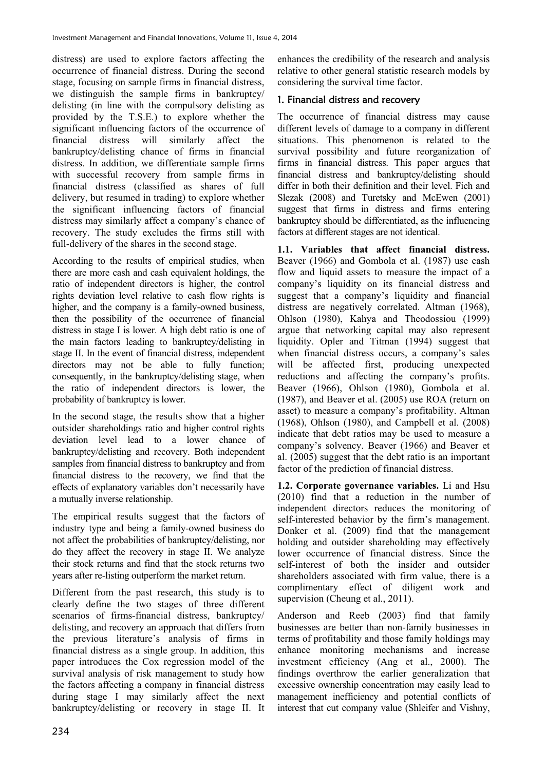distress) are used to explore factors affecting the occurrence of financial distress. During the second stage, focusing on sample firms in financial distress, we distinguish the sample firms in bankruptcy/delisting (in line with the compulsory delisting as provided by the T.S.E.) to explore whether the significant influencing factors of the occurrence of financial distress will similarly affect the bankruptcy/delisting chance of firms in financial distress. In addition, we differentiate sample firms with successful recovery from sample firms in financial distress (classified as shares of full delivery, but resumed in trading) to explore whether the significant influencing factors of financial distress may similarly affect a company's chance of recovery. The study excludes the firms still with full-delivery of the shares in the second stage.

According to the results of empirical studies, when there are more cash and cash equivalent holdings, the ratio of independent directors is higher, the control rights deviation level relative to cash flow rights is higher, and the company is a family-owned business, then the possibility of the occurrence of financial distress in stage I is lower. A high debt ratio is one of the main factors leading to bankruptcy/delisting in stage II. In the event of financial distress, independent directors may not be able to fully function; consequently, in the bankruptcy/delisting stage, when the ratio of independent directors is lower, the probability of bankruptcy is lower.

In the second stage, the results show that a higher outsider shareholdings ratio and higher control rights deviation level lead to a lower chance of bankruptcy/delisting and recovery. Both independent samples from financial distress to bankruptcy and from financial distress to the recovery, we find that the effects of explanatory variables don't necessarily have a mutually inverse relationship.

The empirical results suggest that the factors of industry type and being a family-owned business do not affect the probabilities of bankruptcy/delisting, nor do they affect the recovery in stage II. We analyze their stock returns and find that the stock returns two years after re-listing outperform the market return.

Different from the past research, this study is to clearly define the two stages of three different scenarios of firms-financial distress, bankruptcy/delisting, and recovery an approach that differs from the previous literature's analysis of firms in financial distress as a single group. In addition, this paper introduces the Cox regression model of the survival analysis of risk management to study how the factors affecting a company in financial distress during stage I may similarly affect the next bankruptcy/delisting or recovery in stage II. It enhances the credibility of the research and analysis relative to other general statistic research models by considering the survival time factor.

## 1. Financial distress and recovery

The occurrence of financial distress may cause different levels of damage to a company in different situations. This phenomenon is related to the survival possibility and future reorganization of firms in financial distress. This paper argues that financial distress and bankruptcy/delisting should differ in both their definition and their level. Fich and Slezak (2008) and Turetsky and McEwen (2001) suggest that firms in distress and firms entering bankruptcy should be differentiated, as the influencing factors at different stages are not identical.

**1.1. Variables that affect financial distress.** Beaver (1966) and Gombola et al. (1987) use cash flow and liquid assets to measure the impact of a company's liquidity on its financial distress and suggest that a company's liquidity and financial distress are negatively correlated. Altman (1968), Ohlson (1980), Kahya and Theodossiou (1999) argue that networking capital may also represent liquidity. Opler and Titman (1994) suggest that when financial distress occurs, a company's sales will be affected first, producing unexpected reductions and affecting the company's profits. Beaver (1966), Ohlson (1980), Gombola et al. (1987), and Beaver et al. (2005) use ROA (return on asset) to measure a company's profitability. Altman (1968), Ohlson (1980), and Campbell et al. (2008) indicate that debt ratios may be used to measure a company's solvency. Beaver (1966) and Beaver et al. (2005) suggest that the debt ratio is an important factor of the prediction of financial distress.

**1.2. Corporate governance variables.** Li and Hsu (2010) find that a reduction in the number of independent directors reduces the monitoring of self-interested behavior by the firm's management. Donker et al. (2009) find that the management holding and outsider shareholding may effectively lower occurrence of financial distress. Since the self-interest of both the insider and outsider shareholders associated with firm value, there is a complimentary effect of diligent work and supervision (Cheung et al., 2011).

Anderson and Reeb (2003) find that family businesses are better than non-family businesses in terms of profitability and those family holdings may enhance monitoring mechanisms and increase investment efficiency (Ang et al., 2000). The findings overthrow the earlier generalization that excessive ownership concentration may easily lead to management inefficiency and potential conflicts of interest that cut company value (Shleifer and Vishny,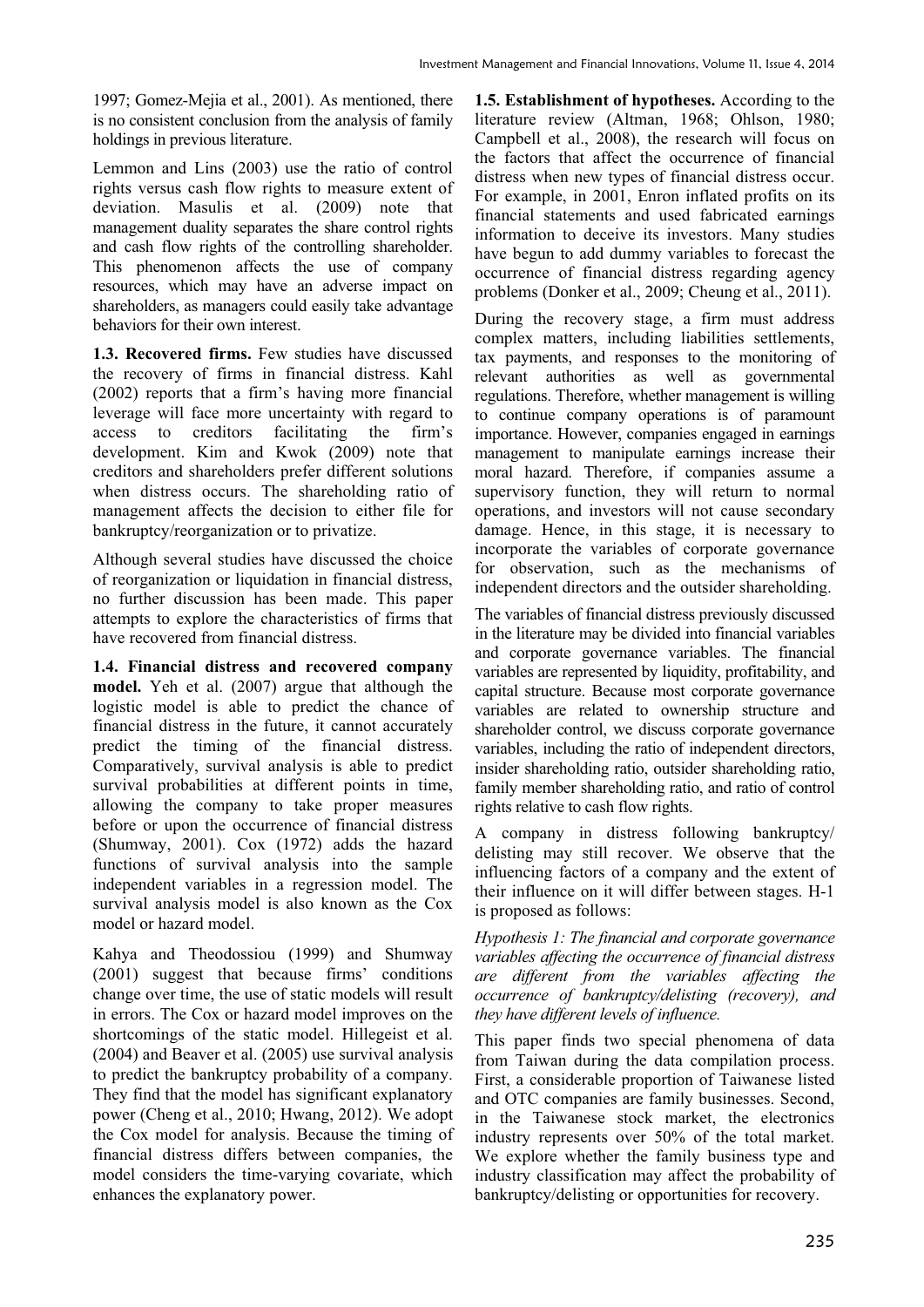1997; Gomez-Mejia et al., 2001). As mentioned, there is no consistent conclusion from the analysis of family holdings in previous literature.

Lemmon and Lins (2003) use the ratio of control rights versus cash flow rights to measure extent of deviation. Masulis et al. (2009) note that management duality separates the share control rights and cash flow rights of the controlling shareholder. This phenomenon affects the use of company resources, which may have an adverse impact on shareholders, as managers could easily take advantage behaviors for their own interest.

**1.3. Recovered firms.** Few studies have discussed the recovery of firms in financial distress. Kahl (2002) reports that a firm's having more financial leverage will face more uncertainty with regard to access to creditors facilitating the firm's development. Kim and Kwok (2009) note that creditors and shareholders prefer different solutions when distress occurs. The shareholding ratio of management affects the decision to either file for bankruptcy/reorganization or to privatize.

Although several studies have discussed the choice of reorganization or liquidation in financial distress, no further discussion has been made. This paper attempts to explore the characteristics of firms that have recovered from financial distress.

**1.4. Financial distress and recovered company model.** Yeh et al. (2007) argue that although the logistic model is able to predict the chance of financial distress in the future, it cannot accurately predict the timing of the financial distress. Comparatively, survival analysis is able to predict survival probabilities at different points in time, allowing the company to take proper measures before or upon the occurrence of financial distress (Shumway, 2001). Cox (1972) adds the hazard functions of survival analysis into the sample independent variables in a regression model. The survival analysis model is also known as the Cox model or hazard model.

Kahya and Theodossiou (1999) and Shumway (2001) suggest that because firms' conditions change over time, the use of static models will result in errors. The Cox or hazard model improves on the shortcomings of the static model. Hillegeist et al. (2004) and Beaver et al. (2005) use survival analysis to predict the bankruptcy probability of a company. They find that the model has significant explanatory power (Cheng et al., 2010; Hwang, 2012). We adopt the Cox model for analysis. Because the timing of financial distress differs between companies, the model considers the time-varying covariate, which enhances the explanatory power.

**1.5. Establishment of hypotheses.** According to the literature review (Altman, 1968; Ohlson, 1980; Campbell et al., 2008), the research will focus on the factors that affect the occurrence of financial distress when new types of financial distress occur. For example, in 2001, Enron inflated profits on its financial statements and used fabricated earnings information to deceive its investors. Many studies have begun to add dummy variables to forecast the occurrence of financial distress regarding agency problems (Donker et al., 2009; Cheung et al., 2011).

During the recovery stage, a firm must address complex matters, including liabilities settlements, tax payments, and responses to the monitoring of relevant authorities as well as governmental regulations. Therefore, whether management is willing to continue company operations is of paramount importance. However, companies engaged in earnings management to manipulate earnings increase their moral hazard. Therefore, if companies assume a supervisory function, they will return to normal operations, and investors will not cause secondary damage. Hence, in this stage, it is necessary to incorporate the variables of corporate governance for observation, such as the mechanisms of independent directors and the outsider shareholding.

The variables of financial distress previously discussed in the literature may be divided into financial variables and corporate governance variables. The financial variables are represented by liquidity, profitability, and capital structure. Because most corporate governance variables are related to ownership structure and shareholder control, we discuss corporate governance variables, including the ratio of independent directors, insider shareholding ratio, outsider shareholding ratio, family member shareholding ratio, and ratio of control rights relative to cash flow rights.

A company in distress following bankruptcy/delisting may still recover. We observe that the influencing factors of a company and the extent of their influence on it will differ between stages. H-1 is proposed as follows:

*Hypothesis 1: The financial and corporate governance variables affecting the occurrence of financial distress are different from the variables affecting the occurrence of bankruptcy/delisting (recovery), and they have different levels of influence.*

This paper finds two special phenomena of data from Taiwan during the data compilation process. First, a considerable proportion of Taiwanese listed and OTC companies are family businesses. Second, in the Taiwanese stock market, the electronics industry represents over 50% of the total market. We explore whether the family business type and industry classification may affect the probability of bankruptcy/delisting or opportunities for recovery.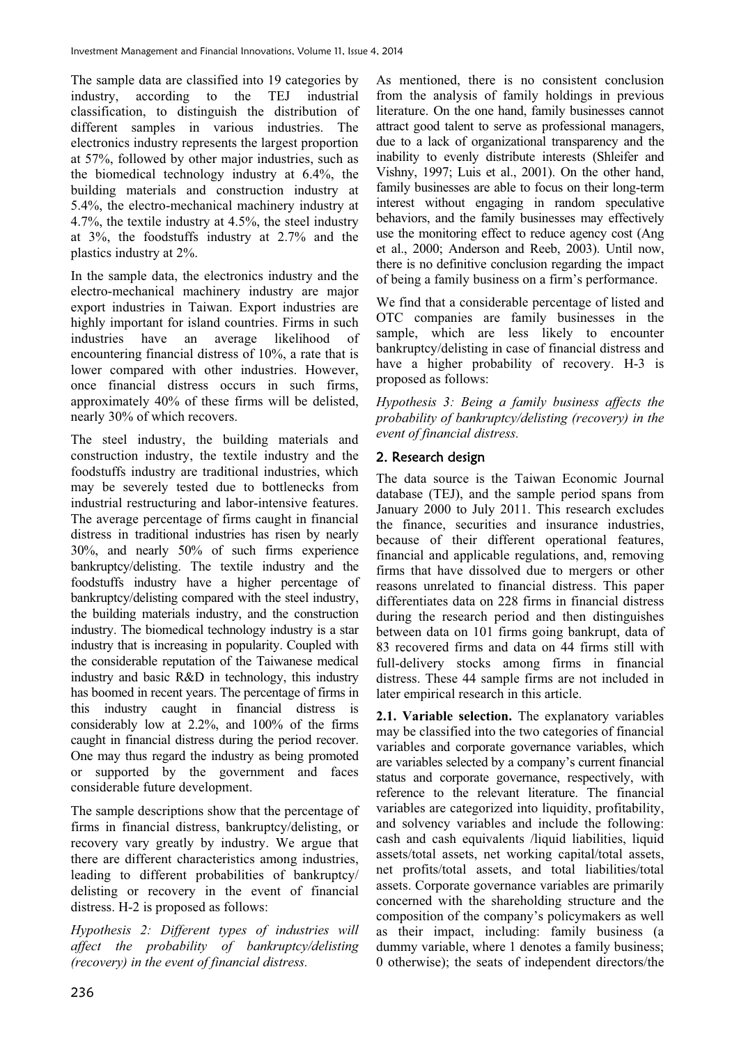The sample data are classified into 19 categories by industry, according to the TEJ industrial classification, to distinguish the distribution of different samples in various industries. The electronics industry represents the largest proportion at 57%, followed by other major industries, such as the biomedical technology industry at 6.4%, the building materials and construction industry at 5.4%, the electro-mechanical machinery industry at 4.7%, the textile industry at 4.5%, the steel industry at 3%, the foodstuffs industry at 2.7% and the plastics industry at 2%.

In the sample data, the electronics industry and the electro-mechanical machinery industry are major export industries in Taiwan. Export industries are highly important for island countries. Firms in such industries have an average likelihood of encountering financial distress of 10%, a rate that is lower compared with other industries. However, once financial distress occurs in such firms, approximately 40% of these firms will be delisted, nearly 30% of which recovers.

The steel industry, the building materials and construction industry, the textile industry and the foodstuffs industry are traditional industries, which may be severely tested due to bottlenecks from industrial restructuring and labor-intensive features. The average percentage of firms caught in financial distress in traditional industries has risen by nearly 30%, and nearly 50% of such firms experience bankruptcy/delisting. The textile industry and the foodstuffs industry have a higher percentage of bankruptcy/delisting compared with the steel industry, the building materials industry, and the construction industry. The biomedical technology industry is a star industry that is increasing in popularity. Coupled with the considerable reputation of the Taiwanese medical industry and basic R&D in technology, this industry has boomed in recent years. The percentage of firms in this industry caught in financial distress is considerably low at 2.2%, and 100% of the firms caught in financial distress during the period recover. One may thus regard the industry as being promoted or supported by the government and faces considerable future development.

The sample descriptions show that the percentage of firms in financial distress, bankruptcy/delisting, or recovery vary greatly by industry. We argue that there are different characteristics among industries, leading to different probabilities of bankruptcy/delisting or recovery in the event of financial distress. H-2 is proposed as follows:

*Hypothesis 2: Different types of industries will affect the probability of bankruptcy/delisting (recovery) in the event of financial distress.*

As mentioned, there is no consistent conclusion from the analysis of family holdings in previous literature. On the one hand, family businesses cannot attract good talent to serve as professional managers, due to a lack of organizational transparency and the inability to evenly distribute interests (Shleifer and Vishny, 1997; Luis et al., 2001). On the other hand, family businesses are able to focus on their long-term interest without engaging in random speculative behaviors, and the family businesses may effectively use the monitoring effect to reduce agency cost (Ang et al., 2000; Anderson and Reeb, 2003). Until now, there is no definitive conclusion regarding the impact of being a family business on a firm's performance.

We find that a considerable percentage of listed and OTC companies are family businesses in the sample, which are less likely to encounter bankruptcy/delisting in case of financial distress and have a higher probability of recovery. H-3 is proposed as follows:

*Hypothesis 3: Being a family business affects the probability of bankruptcy/delisting (recovery) in the event of financial distress.*

## 2. Research design

The data source is the Taiwan Economic Journal database (TEJ), and the sample period spans from January 2000 to July 2011. This research excludes the finance, securities and insurance industries, because of their different operational features, financial and applicable regulations, and, removing firms that have dissolved due to mergers or other reasons unrelated to financial distress. This paper differentiates data on 228 firms in financial distress during the research period and then distinguishes between data on 101 firms going bankrupt, data of 83 recovered firms and data on 44 firms still with full-delivery stocks among firms in financial distress. These 44 sample firms are not included in later empirical research in this article.

**2.1. Variable selection.** The explanatory variables may be classified into the two categories of financial variables and corporate governance variables, which are variables selected by a company's current financial status and corporate governance, respectively, with reference to the relevant literature. The financial variables are categorized into liquidity, profitability, and solvency variables and include the following: cash and cash equivalents /liquid liabilities, liquid assets/total assets, net working capital/total assets, net profits/total assets, and total liabilities/total assets. Corporate governance variables are primarily concerned with the shareholding structure and the composition of the company's policymakers as well as their impact, including: family business (a dummy variable, where 1 denotes a family business; 0 otherwise); the seats of independent directors/the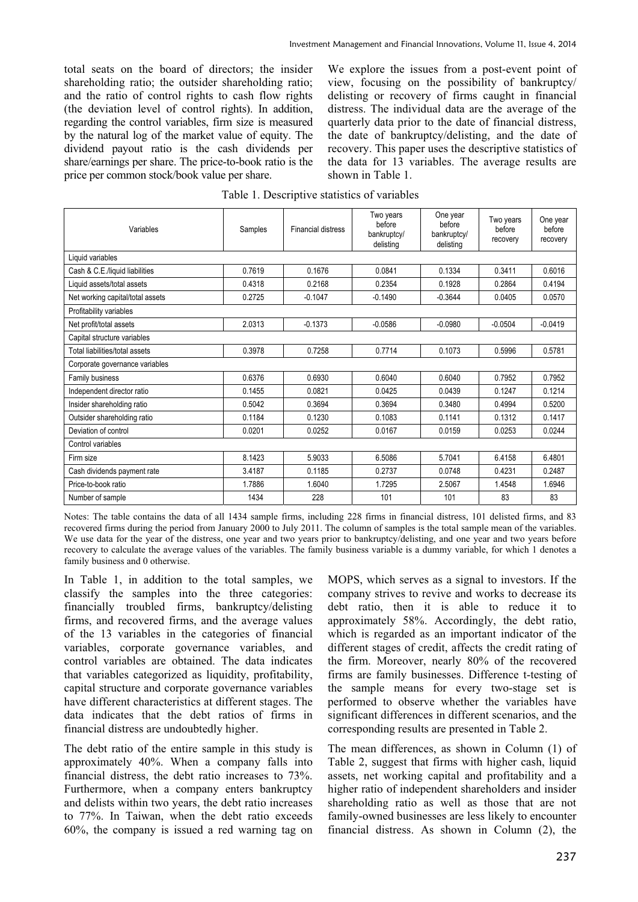total seats on the board of directors; the insider shareholding ratio; the outsider shareholding ratio; and the ratio of control rights to cash flow rights (the deviation level of control rights). In addition, regarding the control variables, firm size is measured by the natural log of the market value of equity. The dividend payout ratio is the cash dividends per share/earnings per share. The price-to-book ratio is the price per common stock/book value per share.

We explore the issues from a post-event point of view, focusing on the possibility of bankruptcy/ delisting or recovery of firms caught in financial distress. The individual data are the average of the quarterly data prior to the date of financial distress, the date of bankruptcy/delisting, and the date of recovery. This paper uses the descriptive statistics of the data for 13 variables. The average results are shown in Table 1.

Table 1. Descriptive statistics of variables

| Variables | Samples | Financial distress | Two years before bankruptcy/ delisting | One year before bankruptcy/ delisting | Two years before recovery | One year before recovery |
|---|---|---|---|---|---|---|
| Liquid variables | | | | | | |
| Cash & C.E./liquid liabilities | 0.7619 | 0.1676 | 0.0841 | 0.1334 | 0.3411 | 0.6016 |
| Liquid assets/total assets | 0.4318 | 0.2168 | 0.2354 | 0.1928 | 0.2864 | 0.4194 |
| Net working capital/total assets | 0.2725 | -0.1047 | -0.1490 | -0.3644 | 0.0405 | 0.0570 |
| Profitability variables | | | | | | |
| Net profit/total assets | 2.0313 | -0.1373 | -0.0586 | -0.0980 | -0.0504 | -0.0419 |
| Capital structure variables | | | | | | |
| Total liabilities/total assets | 0.3978 | 0.7258 | 0.7714 | 0.1073 | 0.5996 | 0.5781 |
| Corporate governance variables | | | | | | |
| Family business | 0.6376 | 0.6930 | 0.6040 | 0.6040 | 0.7952 | 0.7952 |
| Independent director ratio | 0.1455 | 0.0821 | 0.0425 | 0.0439 | 0.1247 | 0.1214 |
| Insider shareholding ratio | 0.5042 | 0.3694 | 0.3694 | 0.3480 | 0.4994 | 0.5200 |
| Outsider shareholding ratio | 0.1184 | 0.1230 | 0.1083 | 0.1141 | 0.1312 | 0.1417 |
| Deviation of control | 0.0201 | 0.0252 | 0.0167 | 0.0159 | 0.0253 | 0.0244 |
| Control variables | | | | | | |
| Firm size | 8.1423 | 5.9033 | 6.5086 | 5.7041 | 6.4158 | 6.4801 |
| Cash dividends payment rate | 3.4187 | 0.1185 | 0.2737 | 0.0748 | 0.4231 | 0.2487 |
| Price-to-book ratio | 1.7886 | 1.6040 | 1.7295 | 2.5067 | 1.4548 | 1.6946 |
| Number of sample | 1434 | 228 | 101 | 101 | 83 | 83 |

Notes: The table contains the data of all 1434 sample firms, including 228 firms in financial distress, 101 delisted firms, and 83 recovered firms during the period from January 2000 to July 2011. The column of samples is the total sample mean of the variables. We use data for the year of the distress, one year and two years prior to bankruptcy/delisting, and one year and two years before recovery to calculate the average values of the variables. The family business variable is a dummy variable, for which 1 denotes a family business and 0 otherwise.

In Table 1, in addition to the total samples, we classify the samples into the three categories: financially troubled firms, bankruptcy/delisting firms, and recovered firms, and the average values of the 13 variables in the categories of financial variables, corporate governance variables, and control variables are obtained. The data indicates that variables categorized as liquidity, profitability, capital structure and corporate governance variables have different characteristics at different stages. The data indicates that the debt ratios of firms in financial distress are undoubtedly higher.

The debt ratio of the entire sample in this study is approximately 40%. When a company falls into financial distress, the debt ratio increases to 73%. Furthermore, when a company enters bankruptcy and delists within two years, the debt ratio increases to 77%. In Taiwan, when the debt ratio exceeds 60%, the company is issued a red warning tag on MOPS, which serves as a signal to investors. If the company strives to revive and works to decrease its debt ratio, then it is able to reduce it to approximately 58%. Accordingly, the debt ratio, which is regarded as an important indicator of the different stages of credit, affects the credit rating of the firm. Moreover, nearly 80% of the recovered firms are family businesses. Difference t-testing of the sample means for every two-stage set is performed to observe whether the variables have significant differences in different scenarios, and the corresponding results are presented in Table 2.

The mean differences, as shown in Column (1) of Table 2, suggest that firms with higher cash, liquid assets, net working capital and profitability and a higher ratio of independent shareholders and insider shareholding ratio as well as those that are not family-owned businesses are less likely to encounter financial distress. As shown in Column (2), the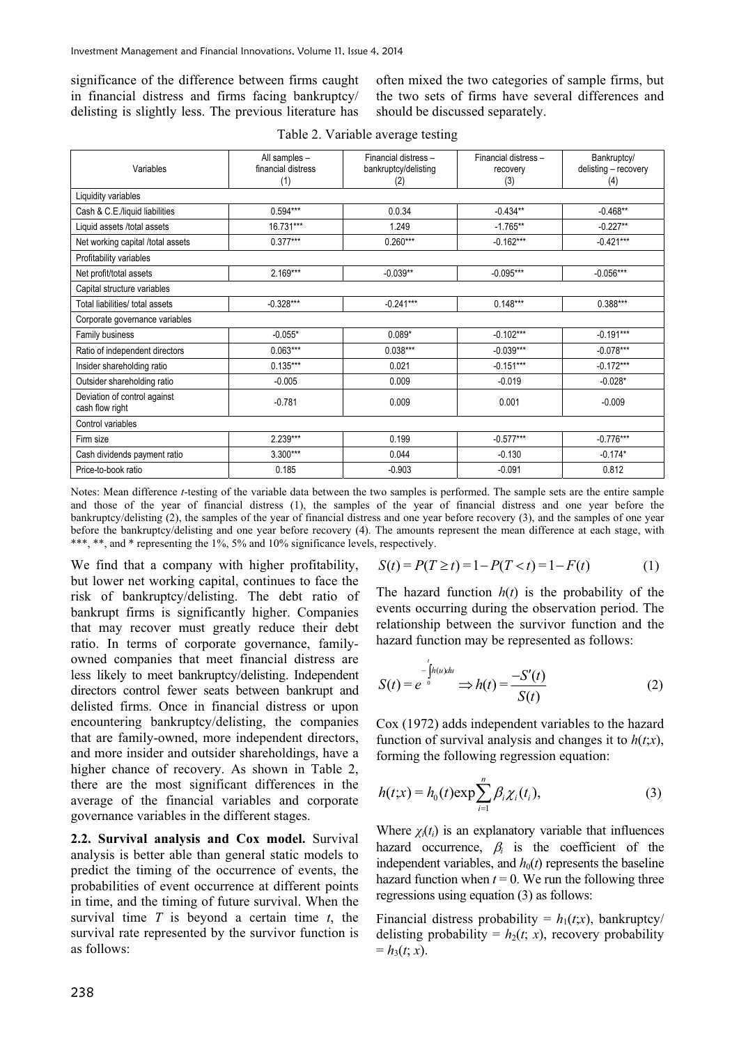significance of the difference between firms caught in financial distress and firms facing bankruptcy/ delisting is slightly less. The previous literature has often mixed the two categories of sample firms, but the two sets of firms have several differences and should be discussed separately.

Table 2. Variable average testing

| Variables | All samples – financial distress (1) | Financial distress – bankruptcy/delisting (2) | Financial distress – recovery (3) | Bankruptcy/ delisting – recovery (4) |
|---|---|---|---|---|
| Liquidity variables | | | | |
| Cash & C.E./liquid liabilities | 0.594*** | 0.0.34 | -0.434** | -0.468** |
| Liquid assets /total assets | 16.731*** | 1.249 | -1.765** | -0.227** |
| Net working capital /total assets | 0.377*** | 0.260*** | -0.162*** | -0.421*** |
| Profitability variables | | | | |
| Net profit/total assets | 2.169*** | -0.039** | -0.095*** | -0.056*** |
| Capital structure variables | | | | |
| Total liabilities/ total assets | -0.328*** | -0.241*** | 0.148*** | 0.388*** |
| Corporate governance variables | | | | |
| Family business | -0.055* | 0.089* | -0.102*** | -0.191*** |
| Ratio of independent directors | 0.063*** | 0.038*** | -0.039*** | -0.078*** |
| Insider shareholding ratio | 0.135*** | 0.021 | -0.151*** | -0.172*** |
| Outsider shareholding ratio | -0.005 | 0.009 | -0.019 | -0.028* |
| Deviation of control against cash flow right | -0.781 | 0.009 | 0.001 | -0.009 |
| Control variables | | | | |
| Firm size | 2.239*** | 0.199 | -0.577*** | -0.776*** |
| Cash dividends payment ratio | 3.300*** | 0.044 | -0.130 | -0.174* |
| Price-to-book ratio | 0.185 | -0.903 | -0.091 | 0.812 |

Notes: Mean difference *t*-testing of the variable data between the two samples is performed. The sample sets are the entire sample and those of the year of financial distress (1), the samples of the year of financial distress and one year before the bankruptcy/delisting (2), the samples of the year of financial distress and one year before recovery (3), and the samples of one year before the bankruptcy/delisting and one year before recovery (4). The amounts represent the mean difference at each stage, with ***, **, and * representing the 1%, 5% and 10% significance levels, respectively.

We find that a company with higher profitability, but lower net working capital, continues to face the risk of bankruptcy/delisting. The debt ratio of bankrupt firms is significantly higher. Companies that may recover must greatly reduce their debt ratio. In terms of corporate governance, family-owned companies that meet financial distress are less likely to meet bankruptcy/delisting. Independent directors control fewer seats between bankrupt and delisted firms. Once in financial distress or upon encountering bankruptcy/delisting, the companies that are family-owned, more independent directors, and more insider and outsider shareholdings, have a higher chance of recovery. As shown in Table 2, there are the most significant differences in the average of the financial variables and corporate governance variables in the different stages.

**2.2. Survival analysis and Cox model.** Survival analysis is better able than general static models to predict the timing of the occurrence of events, the probabilities of event occurrence at different points in time, and the timing of future survival. When the survival time $T$ is beyond a certain time $t$, the survival rate represented by the survivor function is as follows:

$$S(t) = P(T \geq t) = 1 - P(T < t) = 1 - F(t) \qquad (1)$$

The hazard function $h(t)$ is the probability of the events occurring during the observation period. The relationship between the survivor function and the hazard function may be represented as follows:

$$S(t) = e^{-\int_0^t h(u)du} \Rightarrow h(t) = \frac{-S'(t)}{S(t)} \qquad (2)$$

Cox (1972) adds independent variables to the hazard function of survival analysis and changes it to $h(t;x)$, forming the following regression equation:

$$h(t;x) = h_0(t)\exp\sum_{i=1}^{n} \beta_i \chi_i(t_i), \qquad (3)$$

Where $\chi_i(t_i)$ is an explanatory variable that influences hazard occurrence, $\beta_i$ is the coefficient of the independent variables, and $h_0(t)$ represents the baseline hazard function when $t = 0$. We run the following three regressions using equation (3) as follows:

Financial distress probability = $h_1(t;x)$, bankruptcy/ delisting probability = $h_2(t; x)$, recovery probability = $h_3(t; x)$.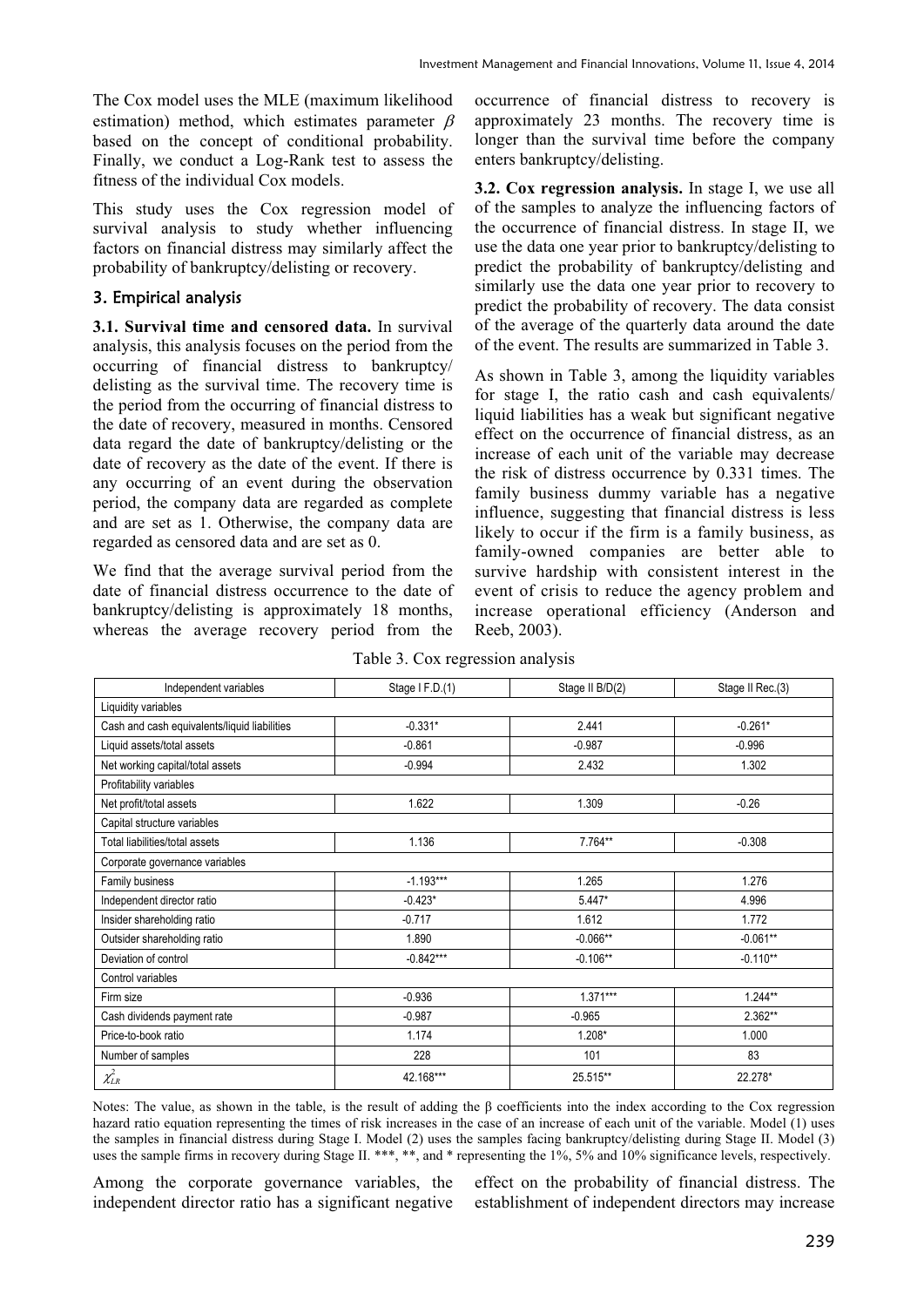The Cox model uses the MLE (maximum likelihood estimation) method, which estimates parameter $\beta$ based on the concept of conditional probability. Finally, we conduct a Log-Rank test to assess the fitness of the individual Cox models.

This study uses the Cox regression model of survival analysis to study whether influencing factors on financial distress may similarly affect the probability of bankruptcy/delisting or recovery.

## 3. Empirical analysis

**3.1. Survival time and censored data.** In survival analysis, this analysis focuses on the period from the occurring of financial distress to bankruptcy/delisting as the survival time. The recovery time is the period from the occurring of financial distress to the date of recovery, measured in months. Censored data regard the date of bankruptcy/delisting or the date of recovery as the date of the event. If there is any occurring of an event during the observation period, the company data are regarded as complete and are set as 1. Otherwise, the company data are regarded as censored data and are set as 0.

We find that the average survival period from the date of financial distress occurrence to the date of bankruptcy/delisting is approximately 18 months, whereas the average recovery period from the occurrence of financial distress to recovery is approximately 23 months. The recovery time is longer than the survival time before the company enters bankruptcy/delisting.

**3.2. Cox regression analysis.** In stage I, we use all of the samples to analyze the influencing factors of the occurrence of financial distress. In stage II, we use the data one year prior to bankruptcy/delisting to predict the probability of bankruptcy/delisting and similarly use the data one year prior to recovery to predict the probability of recovery. The data consist of the average of the quarterly data around the date of the event. The results are summarized in Table 3.

As shown in Table 3, among the liquidity variables for stage I, the ratio cash and cash equivalents/liquid liabilities has a weak but significant negative effect on the occurrence of financial distress, as an increase of each unit of the variable may decrease the risk of distress occurrence by 0.331 times. The family business dummy variable has a negative influence, suggesting that financial distress is less likely to occur if the firm is a family business, as family-owned companies are better able to survive hardship with consistent interest in the event of crisis to reduce the agency problem and increase operational efficiency (Anderson and Reeb, 2003).

Table 3. Cox regression analysis

| Independent variables | Stage I F.D.(1) | Stage II B/D(2) | Stage II Rec.(3) |
|---|---|---|---|
| Liquidity variables | | | |
| Cash and cash equivalents/liquid liabilities | -0.331* | 2.441 | -0.261* |
| Liquid assets/total assets | -0.861 | -0.987 | -0.996 |
| Net working capital/total assets | -0.994 | 2.432 | 1.302 |
| Profitability variables | | | |
| Net profit/total assets | 1.622 | 1.309 | -0.26 |
| Capital structure variables | | | |
| Total liabilities/total assets | 1.136 | 7.764** | -0.308 |
| Corporate governance variables | | | |
| Family business | -1.193*** | 1.265 | 1.276 |
| Independent director ratio | -0.423* | 5.447* | 4.996 |
| Insider shareholding ratio | -0.717 | 1.612 | 1.772 |
| Outsider shareholding ratio | 1.890 | -0.066** | -0.061** |
| Deviation of control | -0.842*** | -0.106** | -0.110** |
| Control variables | | | |
| Firm size | -0.936 | 1.371*** | 1.244** |
| Cash dividends payment rate | -0.987 | -0.965 | 2.362** |
| Price-to-book ratio | 1.174 | 1.208* | 1.000 |
| Number of samples | 228 | 101 | 83 |
| $\chi^2_{LR}$ | 42.168*** | 25.515** | 22.278* |

Notes: The value, as shown in the table, is the result of adding the β coefficients into the index according to the Cox regression hazard ratio equation representing the times of risk increases in the case of an increase of each unit of the variable. Model (1) uses the samples in financial distress during Stage I. Model (2) uses the samples facing bankruptcy/delisting during Stage II. Model (3) uses the sample firms in recovery during Stage II. ***, **, and * representing the 1%, 5% and 10% significance levels, respectively.

Among the corporate governance variables, the independent director ratio has a significant negative effect on the probability of financial distress. The establishment of independent directors may increase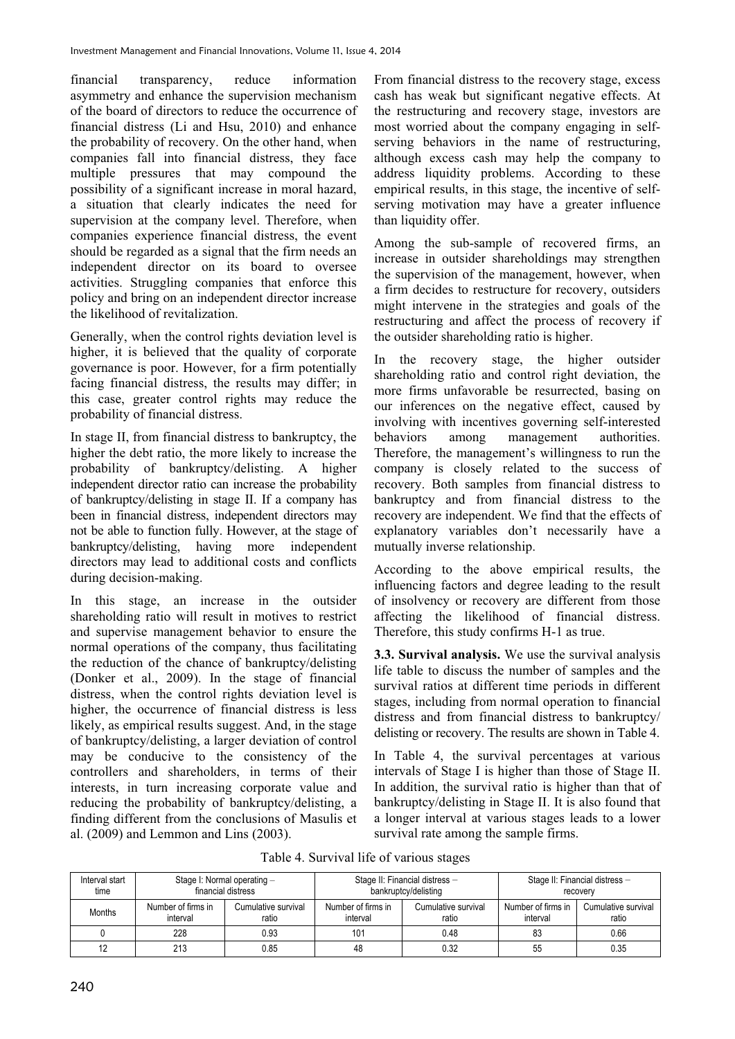financial transparency, reduce information asymmetry and enhance the supervision mechanism of the board of directors to reduce the occurrence of financial distress (Li and Hsu, 2010) and enhance the probability of recovery. On the other hand, when companies fall into financial distress, they face multiple pressures that may compound the possibility of a significant increase in moral hazard, a situation that clearly indicates the need for supervision at the company level. Therefore, when companies experience financial distress, the event should be regarded as a signal that the firm needs an independent director on its board to oversee activities. Struggling companies that enforce this policy and bring on an independent director increase the likelihood of revitalization.

Generally, when the control rights deviation level is higher, it is believed that the quality of corporate governance is poor. However, for a firm potentially facing financial distress, the results may differ; in this case, greater control rights may reduce the probability of financial distress.

In stage II, from financial distress to bankruptcy, the higher the debt ratio, the more likely to increase the probability of bankruptcy/delisting. A higher independent director ratio can increase the probability of bankruptcy/delisting in stage II. If a company has been in financial distress, independent directors may not be able to function fully. However, at the stage of bankruptcy/delisting, having more independent directors may lead to additional costs and conflicts during decision-making.

In this stage, an increase in the outsider shareholding ratio will result in motives to restrict and supervise management behavior to ensure the normal operations of the company, thus facilitating the reduction of the chance of bankruptcy/delisting (Donker et al., 2009). In the stage of financial distress, when the control rights deviation level is higher, the occurrence of financial distress is less likely, as empirical results suggest. And, in the stage of bankruptcy/delisting, a larger deviation of control may be conducive to the consistency of the controllers and shareholders, in terms of their interests, in turn increasing corporate value and reducing the probability of bankruptcy/delisting, a finding different from the conclusions of Masulis et al. (2009) and Lemmon and Lins (2003).

From financial distress to the recovery stage, excess cash has weak but significant negative effects. At the restructuring and recovery stage, investors are most worried about the company engaging in self-serving behaviors in the name of restructuring, although excess cash may help the company to address liquidity problems. According to these empirical results, in this stage, the incentive of self-serving motivation may have a greater influence than liquidity offer.

Among the sub-sample of recovered firms, an increase in outsider shareholdings may strengthen the supervision of the management, however, when a firm decides to restructure for recovery, outsiders might intervene in the strategies and goals of the restructuring and affect the process of recovery if the outsider shareholding ratio is higher.

In the recovery stage, the higher outsider shareholding ratio and control right deviation, the more firms unfavorable be resurrected, basing on our inferences on the negative effect, caused by involving with incentives governing self-interested behaviors among management authorities. Therefore, the management's willingness to run the company is closely related to the success of recovery. Both samples from financial distress to bankruptcy and from financial distress to the recovery are independent. We find that the effects of explanatory variables don't necessarily have a mutually inverse relationship.

According to the above empirical results, the influencing factors and degree leading to the result of insolvency or recovery are different from those affecting the likelihood of financial distress. Therefore, this study confirms H-1 as true.

**3.3. Survival analysis.** We use the survival analysis life table to discuss the number of samples and the survival ratios at different time periods in different stages, including from normal operation to financial distress and from financial distress to bankruptcy/delisting or recovery. The results are shown in Table 4.

In Table 4, the survival percentages at various intervals of Stage I is higher than those of Stage II. In addition, the survival ratio is higher than that of bankruptcy/delisting in Stage II. It is also found that a longer interval at various stages leads to a lower survival rate among the sample firms.

Table 4. Survival life of various stages

| Interval start time | Stage I: Normal operating – financial distress | | Stage II: Financial distress – bankruptcy/delisting | | Stage II: Financial distress – recovery | |
|---|---|---|---|---|---|---|
| Months | Number of firms in interval | Cumulative survival ratio | Number of firms in interval | Cumulative survival ratio | Number of firms in interval | Cumulative survival ratio |
| 0 | 228 | 0.93 | 101 | 0.48 | 83 | 0.66 |
| 12 | 213 | 0.85 | 48 | 0.32 | 55 | 0.35 |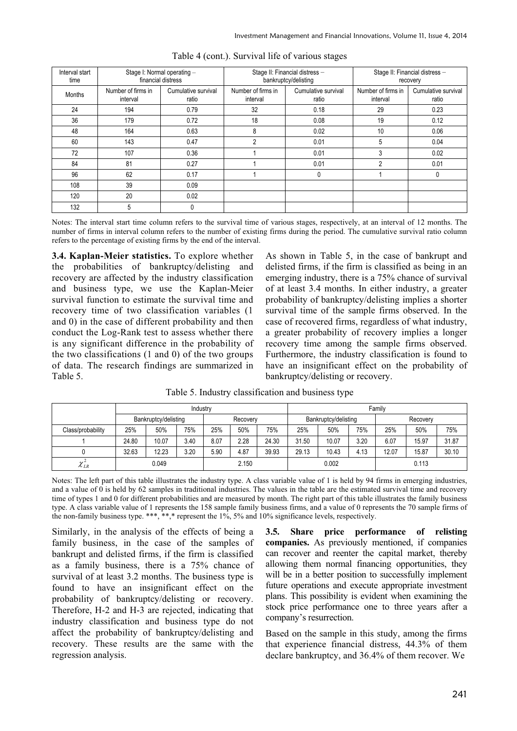Table 4 (cont.). Survival life of various stages

| Interval start time | Stage I: Normal operating – financial distress | | Stage II: Financial distress – bankruptcy/delisting | | Stage II: Financial distress – recovery | |
|---|---|---|---|---|---|---|
| Months | Number of firms in interval | Cumulative survival ratio | Number of firms in interval | Cumulative survival ratio | Number of firms in interval | Cumulative survival ratio |
| 24 | 194 | 0.79 | 32 | 0.18 | 29 | 0.23 |
| 36 | 179 | 0.72 | 18 | 0.08 | 19 | 0.12 |
| 48 | 164 | 0.63 | 8 | 0.02 | 10 | 0.06 |
| 60 | 143 | 0.47 | 2 | 0.01 | 5 | 0.04 |
| 72 | 107 | 0.36 | 1 | 0.01 | 3 | 0.02 |
| 84 | 81 | 0.27 | 1 | 0.01 | 2 | 0.01 |
| 96 | 62 | 0.17 | 1 | 0 | 1 | 0 |
| 108 | 39 | 0.09 | | | | |
| 120 | 20 | 0.02 | | | | |
| 132 | 5 | 0 | | | | |

Notes: The interval start time column refers to the survival time of various stages, respectively, at an interval of 12 months. The number of firms in interval column refers to the number of existing firms during the period. The cumulative survival ratio column refers to the percentage of existing firms by the end of the interval.

**3.4. Kaplan-Meier statistics.** To explore whether the probabilities of bankruptcy/delisting and recovery are affected by the industry classification and business type, we use the Kaplan-Meier survival function to estimate the survival time and recovery time of two classification variables (1 and 0) in the case of different probability and then conduct the Log-Rank test to assess whether there is any significant difference in the probability of the two classifications (1 and 0) of the two groups of data. The research findings are summarized in Table 5.

As shown in Table 5, in the case of bankrupt and delisted firms, if the firm is classified as being in an emerging industry, there is a 75% chance of survival of at least 3.4 months. In either industry, a greater probability of bankruptcy/delisting implies a shorter survival time of the sample firms observed. In the case of recovered firms, regardless of what industry, a greater probability of recovery implies a longer recovery time among the sample firms observed. Furthermore, the industry classification is found to have an insignificant effect on the probability of bankruptcy/delisting or recovery.

Table 5. Industry classification and business type

| | Industry | | | | | | Family | | | | | |
|---|---|---|---|---|---|---|---|---|---|---|---|---|
| | Bankruptcy/delisting | | | Recovery | | | Bankruptcy/delisting | | | Recovery | | |
| Class/probability | 25% | 50% | 75% | 25% | 50% | 75% | 25% | 50% | 75% | 25% | 50% | 75% |
| 1 | 24.80 | 10.07 | 3.40 | 8.07 | 2.28 | 24.30 | 31.50 | 10.07 | 3.20 | 6.07 | 15.97 | 31.87 |
| 0 | 32.63 | 12.23 | 3.20 | 5.90 | 4.87 | 39.93 | 29.13 | 10.43 | 4.13 | 12.07 | 15.87 | 30.10 |
| $\chi^2_{LR}$ | 0.049 | | | 2.150 | | | 0.002 | | | 0.113 | | |

Notes: The left part of this table illustrates the industry type. A class variable value of 1 is held by 94 firms in emerging industries, and a value of 0 is held by 62 samples in traditional industries. The values in the table are the estimated survival time and recovery time of types 1 and 0 for different probabilities and are measured by month. The right part of this table illustrates the family business type. A class variable value of 1 represents the 158 sample family business firms, and a value of 0 represents the 70 sample firms of the non-family business type. ***, **,* represent the 1%, 5% and 10% significance levels, respectively.

Similarly, in the analysis of the effects of being a family business, in the case of the samples of bankrupt and delisted firms, if the firm is classified as a family business, there is a 75% chance of survival of at least 3.2 months. The business type is found to have an insignificant effect on the probability of bankruptcy/delisting or recovery. Therefore, H-2 and H-3 are rejected, indicating that industry classification and business type do not affect the probability of bankruptcy/delisting and recovery. These results are the same with the regression analysis.

**3.5. Share price performance of relisting companies.** As previously mentioned, if companies can recover and reenter the capital market, thereby allowing them normal financing opportunities, they will be in a better position to successfully implement future operations and execute appropriate investment plans. This possibility is evident when examining the stock price performance one to three years after a company's resurrection.

Based on the sample in this study, among the firms that experience financial distress, 44.3% of them declare bankruptcy, and 36.4% of them recover. We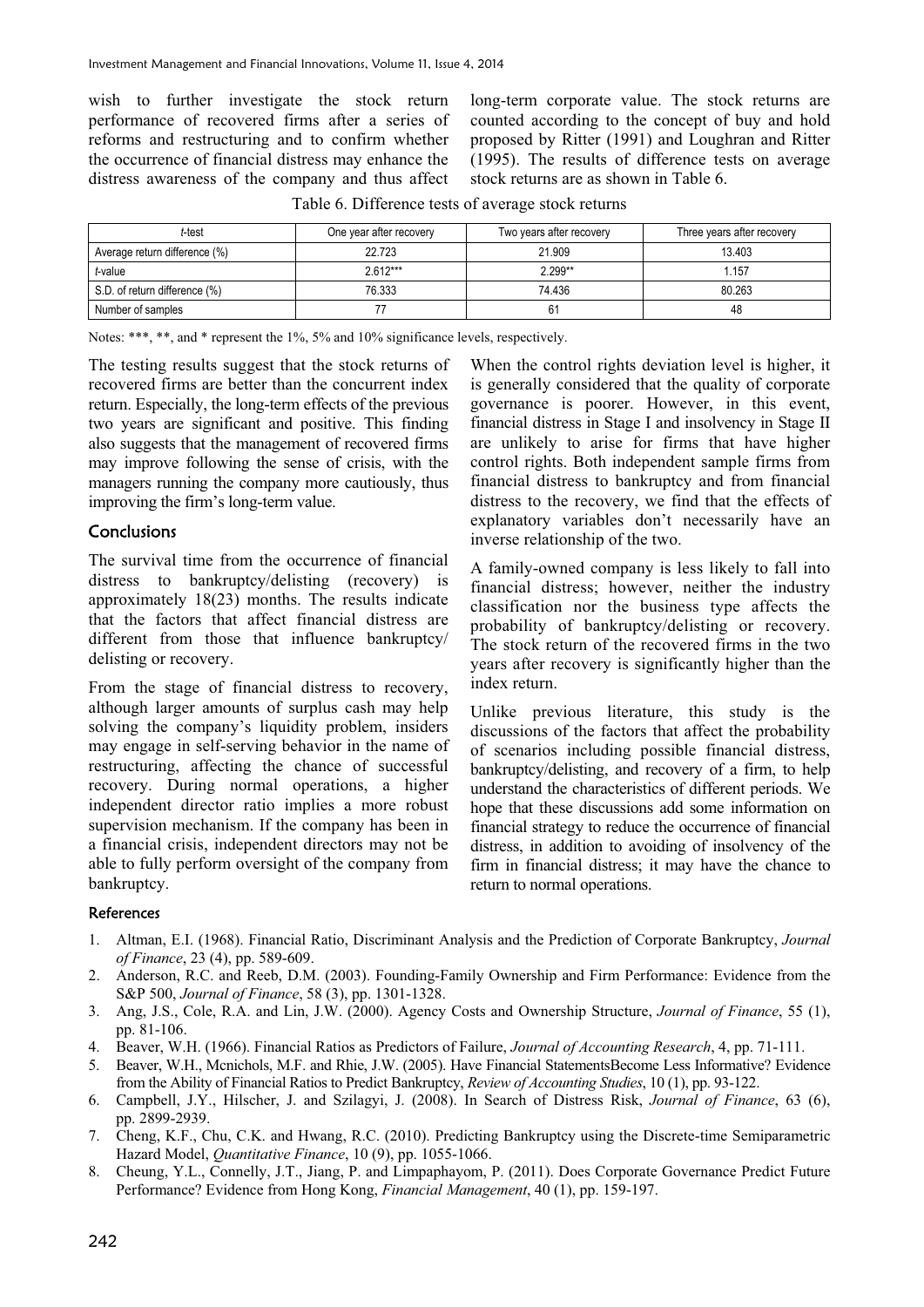wish to further investigate the stock return performance of recovered firms after a series of reforms and restructuring and to confirm whether the occurrence of financial distress may enhance the distress awareness of the company and thus affect long-term corporate value. The stock returns are counted according to the concept of buy and hold proposed by Ritter (1991) and Loughran and Ritter (1995). The results of difference tests on average stock returns are as shown in Table 6.

Table 6. Difference tests of average stock returns

| *t*-test | One year after recovery | Two years after recovery | Three years after recovery |
|---|---|---|---|
| Average return difference (%) | 22.723 | 21.909 | 13.403 |
| *t*-value | 2.612*** | 2.299** | 1.157 |
| S.D. of return difference (%) | 76.333 | 74.436 | 80.263 |
| Number of samples | 77 | 61 | 48 |

Notes: ***, **, and * represent the 1%, 5% and 10% significance levels, respectively.

The testing results suggest that the stock returns of recovered firms are better than the concurrent index return. Especially, the long-term effects of the previous two years are significant and positive. This finding also suggests that the management of recovered firms may improve following the sense of crisis, with the managers running the company more cautiously, thus improving the firm's long-term value.

## Conclusions

The survival time from the occurrence of financial distress to bankruptcy/delisting (recovery) is approximately 18(23) months. The results indicate that the factors that affect financial distress are different from those that influence bankruptcy/ delisting or recovery.

From the stage of financial distress to recovery, although larger amounts of surplus cash may help solving the company's liquidity problem, insiders may engage in self-serving behavior in the name of restructuring, affecting the chance of successful recovery. During normal operations, a higher independent director ratio implies a more robust supervision mechanism. If the company has been in a financial crisis, independent directors may not be able to fully perform oversight of the company from bankruptcy.

When the control rights deviation level is higher, it is generally considered that the quality of corporate governance is poorer. However, in this event, financial distress in Stage I and insolvency in Stage II are unlikely to arise for firms that have higher control rights. Both independent sample firms from financial distress to bankruptcy and from financial distress to the recovery, we find that the effects of explanatory variables don't necessarily have an inverse relationship of the two.

A family-owned company is less likely to fall into financial distress; however, neither the industry classification nor the business type affects the probability of bankruptcy/delisting or recovery. The stock return of the recovered firms in the two years after recovery is significantly higher than the index return.

Unlike previous literature, this study is the discussions of the factors that affect the probability of scenarios including possible financial distress, bankruptcy/delisting, and recovery of a firm, to help understand the characteristics of different periods. We hope that these discussions add some information on financial strategy to reduce the occurrence of financial distress, in addition to avoiding of insolvency of the firm in financial distress; it may have the chance to return to normal operations.

## References

1. Altman, E.I. (1968). Financial Ratio, Discriminant Analysis and the Prediction of Corporate Bankruptcy, *Journal of Finance*, 23 (4), pp. 589-609.
2. Anderson, R.C. and Reeb, D.M. (2003). Founding-Family Ownership and Firm Performance: Evidence from the S&P 500, *Journal of Finance*, 58 (3), pp. 1301-1328.
3. Ang, J.S., Cole, R.A. and Lin, J.W. (2000). Agency Costs and Ownership Structure, *Journal of Finance*, 55 (1), pp. 81-106.
4. Beaver, W.H. (1966). Financial Ratios as Predictors of Failure, *Journal of Accounting Research*, 4, pp. 71-111.
5. Beaver, W.H., Mcnichols, M.F. and Rhie, J.W. (2005). Have Financial StatementsBecome Less Informative? Evidence from the Ability of Financial Ratios to Predict Bankruptcy, *Review of Accounting Studies*, 10 (1), pp. 93-122.
6. Campbell, J.Y., Hilscher, J. and Szilagyi, J. (2008). In Search of Distress Risk, *Journal of Finance*, 63 (6), pp. 2899-2939.
7. Cheng, K.F., Chu, C.K. and Hwang, R.C. (2010). Predicting Bankruptcy using the Discrete-time Semiparametric Hazard Model, *Quantitative Finance*, 10 (9), pp. 1055-1066.
8. Cheung, Y.L., Connelly, J.T., Jiang, P. and Limpaphayom, P. (2011). Does Corporate Governance Predict Future Performance? Evidence from Hong Kong, *Financial Management*, 40 (1), pp. 159-197.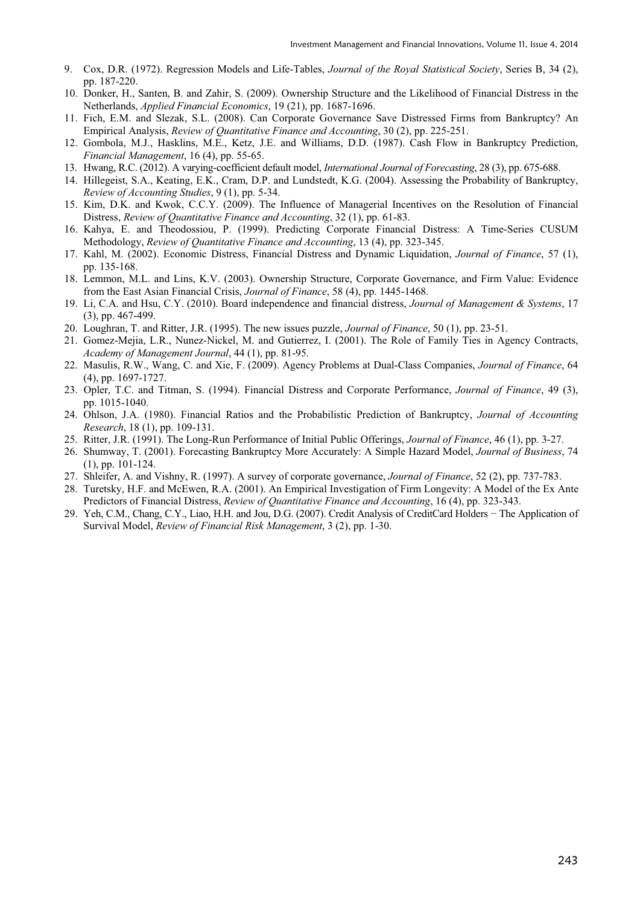9. Cox, D.R. (1972). Regression Models and Life-Tables, *Journal of the Royal Statistical Society*, Series B, 34 (2), pp. 187-220.
10. Donker, H., Santen, B. and Zahir, S. (2009). Ownership Structure and the Likelihood of Financial Distress in the Netherlands, *Applied Financial Economics*, 19 (21), pp. 1687-1696.
11. Fich, E.M. and Slezak, S.L. (2008). Can Corporate Governance Save Distressed Firms from Bankruptcy? An Empirical Analysis, *Review of Quantitative Finance and Accounting*, 30 (2), pp. 225-251.
12. Gombola, M.J., Hasklins, M.E., Ketz, J.E. and Williams, D.D. (1987). Cash Flow in Bankruptcy Prediction, *Financial Management*, 16 (4), pp. 55-65.
13. Hwang, R.C. (2012). A varying-coefficient default model, *International Journal of Forecasting*, 28 (3), pp. 675-688.
14. Hillegeist, S.A., Keating, E.K., Cram, D.P. and Lundstedt, K.G. (2004). Assessing the Probability of Bankruptcy, *Review of Accounting Studies*, 9 (1), pp. 5-34.
15. Kim, D.K. and Kwok, C.C.Y. (2009). The Influence of Managerial Incentives on the Resolution of Financial Distress, *Review of Quantitative Finance and Accounting*, 32 (1), pp. 61-83.
16. Kahya, E. and Theodossiou, P. (1999). Predicting Corporate Financial Distress: A Time-Series CUSUM Methodology, *Review of Quantitative Finance and Accounting*, 13 (4), pp. 323-345.
17. Kahl, M. (2002). Economic Distress, Financial Distress and Dynamic Liquidation, *Journal of Finance*, 57 (1), pp. 135-168.
18. Lemmon, M.L. and Lins, K.V. (2003). Ownership Structure, Corporate Governance, and Firm Value: Evidence from the East Asian Financial Crisis, *Journal of Finance*, 58 (4), pp. 1445-1468.
19. Li, C.A. and Hsu, C.Y. (2010). Board independence and financial distress, *Journal of Management & Systems*, 17 (3), pp. 467-499.
20. Loughran, T. and Ritter, J.R. (1995). The new issues puzzle, *Journal of Finance*, 50 (1), pp. 23-51.
21. Gomez-Mejia, L.R., Nunez-Nickel, M. and Gutierrez, I. (2001). The Role of Family Ties in Agency Contracts, *Academy of Management Journal*, 44 (1), pp. 81-95.
22. Masulis, R.W., Wang, C. and Xie, F. (2009). Agency Problems at Dual-Class Companies, *Journal of Finance*, 64 (4), pp. 1697-1727.
23. Opler, T.C. and Titman, S. (1994). Financial Distress and Corporate Performance, *Journal of Finance*, 49 (3), pp. 1015-1040.
24. Ohlson, J.A. (1980). Financial Ratios and the Probabilistic Prediction of Bankruptcy, *Journal of Accounting Research*, 18 (1), pp. 109-131.
25. Ritter, J.R. (1991). The Long-Run Performance of Initial Public Offerings, *Journal of Finance*, 46 (1), pp. 3-27.
26. Shumway, T. (2001). Forecasting Bankruptcy More Accurately: A Simple Hazard Model, *Journal of Business*, 74 (1), pp. 101-124.
27. Shleifer, A. and Vishny, R. (1997). A survey of corporate governance, *Journal of Finance*, 52 (2), pp. 737-783.
28. Turetsky, H.F. and McEwen, R.A. (2001). An Empirical Investigation of Firm Longevity: A Model of the Ex Ante Predictors of Financial Distress, *Review of Quantitative Finance and Accounting*, 16 (4), pp. 323-343.
29. Yeh, C.M., Chang, C.Y., Liao, H.H. and Jou, D.G. (2007). Credit Analysis of CreditCard Holders − The Application of Survival Model, *Review of Financial Risk Management*, 3 (2), pp. 1-30.